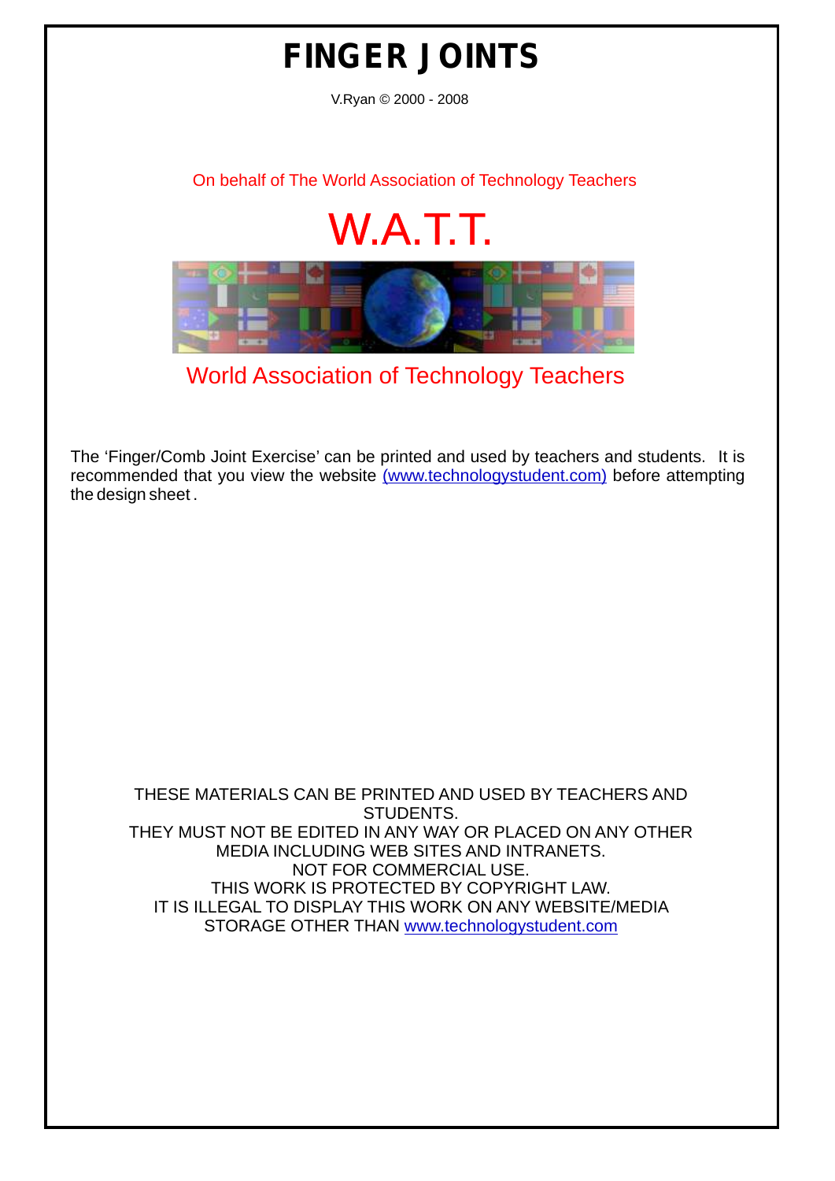# FINGER JOINTS

V.Ryan © 2000 - 2008

On behalf of The World Association of Technology Teachers

W.A.T.T.

World Association of Technology Teachers

The 'Finger/Comb Joint Exercise' can be printed and used by teachers and students. It is recommended that you view the website (www.technologystudent.com) before attempting the design sheet.

THESE MATERIALS CAN BE PRINTED AND USED BY TEACHERS AND STUDENTS.
THEY MUST NOT BE EDITED IN ANY WAY OR PLACED ON ANY OTHER MEDIA INCLUDING WEB SITES AND INTRANETS.
NOT FOR COMMERCIAL USE.
THIS WORK IS PROTECTED BY COPYRIGHT LAW.
IT IS ILLEGAL TO DISPLAY THIS WORK ON ANY WEBSITE/MEDIA STORAGE OTHER THAN www.technologystudent.com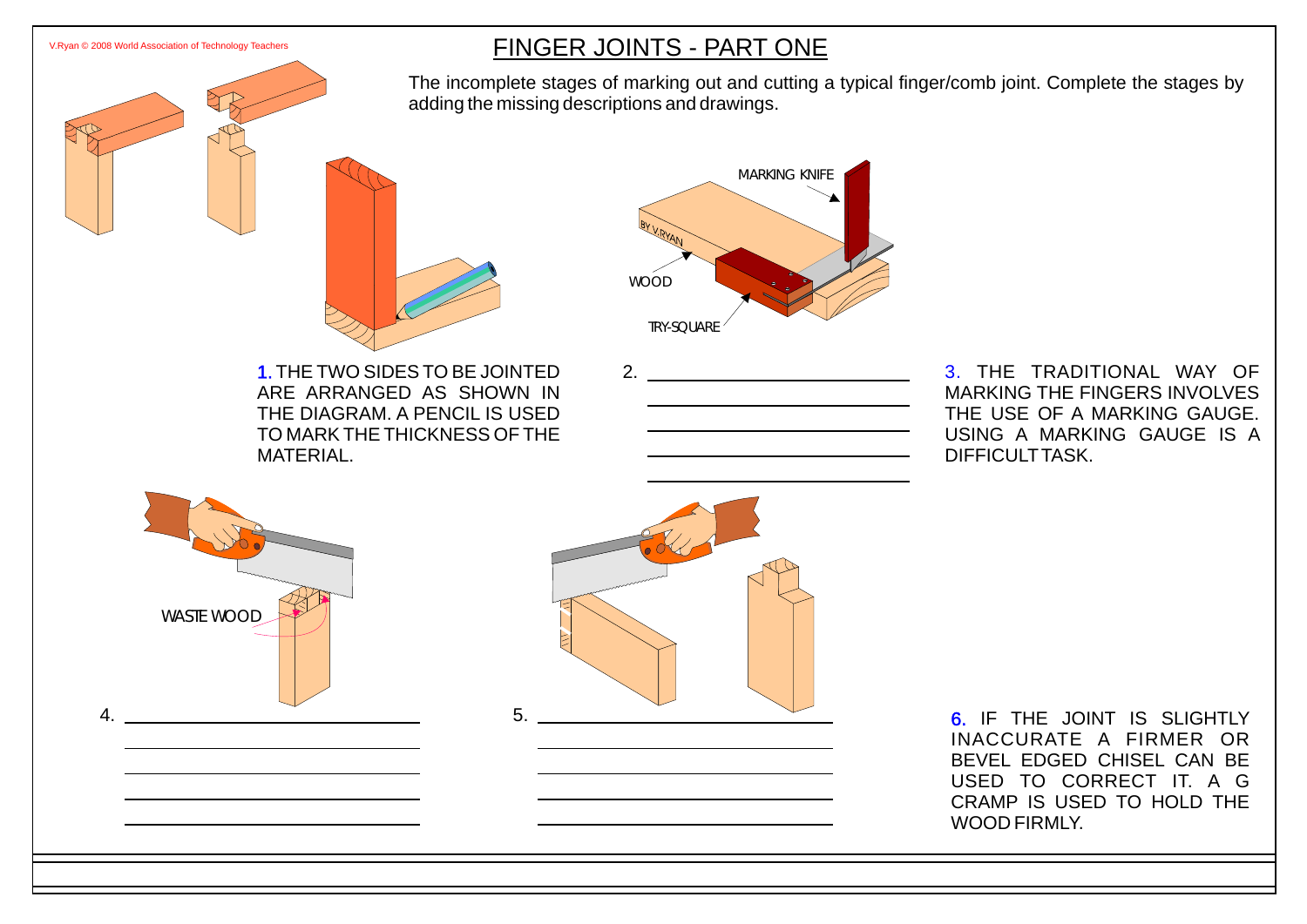# FINGER JOINTS - PART ONE

The incomplete stages of marking out and cutting a typical finger/comb joint. Complete the stages by adding the missing descriptions and drawings.

MARKING KNIFE

WOOD

TRY-SQUARE

1. THE TWO SIDES TO BE JOINTED ARE ARRANGED AS SHOWN IN THE DIAGRAM. A PENCIL IS USED TO MARK THE THICKNESS OF THE MATERIAL.

2. ______________________________

3. THE TRADITIONAL WAY OF MARKING THE FINGERS INVOLVES THE USE OF A MARKING GAUGE. USING A MARKING GAUGE IS A DIFFICULT TASK.

WASTE WOOD

4. ______________________________

5. ______________________________

6. IF THE JOINT IS SLIGHTLY INACCURATE A FIRMER OR BEVEL EDGED CHISEL CAN BE USED TO CORRECT IT. A G CRAMP IS USED TO HOLD THE WOOD FIRMLY.